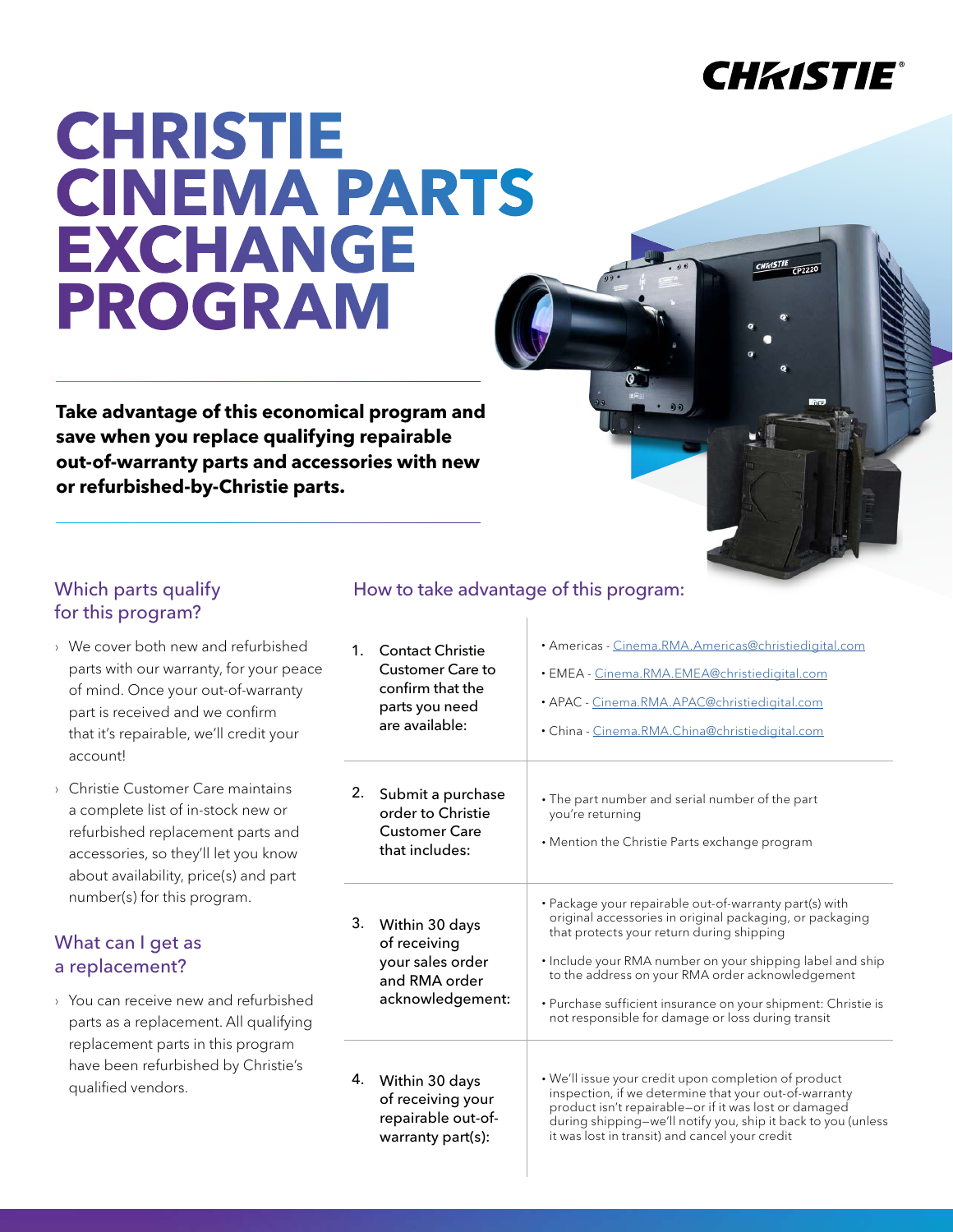CHRISTIE

# CHRISTIE CINEMA PARTS EXCHANGE PROGRAM

**Take advantage of this economical program and save when you replace qualifying repairable out-of-warranty parts and accessories with new or refurbished-by-Christie parts.**

## Which parts qualify for this program?

- We cover both new and refurbished parts with our warranty, for your peace of mind. Once your out-of-warranty part is received and we confirm that it's repairable, we'll credit your account!
- Christie Customer Care maintains a complete list of in-stock new or refurbished replacement parts and accessories, so they'll let you know about availability, price(s) and part number(s) for this program.

## What can I get as a replacement?

- You can receive new and refurbished parts as a replacement. All qualifying replacement parts in this program have been refurbished by Christie's qualified vendors.

## How to take advantage of this program:

| Step | Details |
|---|---|
| 1. Contact Christie Customer Care to confirm that the parts you need are available: | • Americas - Cinema.RMA.Americas@christiedigital.com<br>• EMEA - Cinema.RMA.EMEA@christiedigital.com<br>• APAC - Cinema.RMA.APAC@christiedigital.com<br>• China - Cinema.RMA.China@christiedigital.com |
| 2. Submit a purchase order to Christie Customer Care that includes: | • The part number and serial number of the part you're returning<br>• Mention the Christie Parts exchange program |
| 3. Within 30 days of receiving your sales order and RMA order acknowledgement: | • Package your repairable out-of-warranty part(s) with original accessories in original packaging, or packaging that protects your return during shipping<br>• Include your RMA number on your shipping label and ship to the address on your RMA order acknowledgement<br>• Purchase sufficient insurance on your shipment: Christie is not responsible for damage or loss during transit |
| 4. Within 30 days of receiving your repairable out-of-warranty part(s): | • We'll issue your credit upon completion of product inspection, if we determine that your out-of-warranty product isn't repairable—or if it was lost or damaged during shipping—we'll notify you, ship it back to you (unless it was lost in transit) and cancel your credit |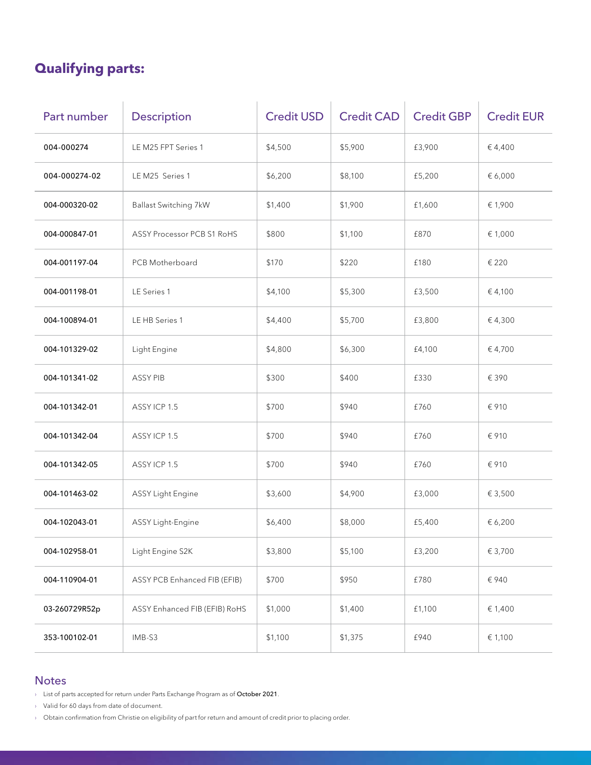## Qualifying parts:

| Part number | Description | Credit USD | Credit CAD | Credit GBP | Credit EUR |
|---|---|---|---|---|---|
| 004-000274 | LE M25 FPT Series 1 | $4,500 | $5,900 | £3,900 | € 4,400 |
| 004-000274-02 | LE M25 Series 1 | $6,200 | $8,100 | £5,200 | € 6,000 |
| 004-000320-02 | Ballast Switching 7kW | $1,400 | $1,900 | £1,600 | € 1,900 |
| 004-000847-01 | ASSY Processor PCB S1 RoHS | $800 | $1,100 | £870 | € 1,000 |
| 004-001197-04 | PCB Motherboard | $170 | $220 | £180 | € 220 |
| 004-001198-01 | LE Series 1 | $4,100 | $5,300 | £3,500 | € 4,100 |
| 004-100894-01 | LE HB Series 1 | $4,400 | $5,700 | £3,800 | € 4,300 |
| 004-101329-02 | Light Engine | $4,800 | $6,300 | £4,100 | € 4,700 |
| 004-101341-02 | ASSY PIB | $300 | $400 | £330 | € 390 |
| 004-101342-01 | ASSY ICP 1.5 | $700 | $940 | £760 | € 910 |
| 004-101342-04 | ASSY ICP 1.5 | $700 | $940 | £760 | € 910 |
| 004-101342-05 | ASSY ICP 1.5 | $700 | $940 | £760 | € 910 |
| 004-101463-02 | ASSY Light Engine | $3,600 | $4,900 | £3,000 | € 3,500 |
| 004-102043-01 | ASSY Light-Engine | $6,400 | $8,000 | £5,400 | € 6,200 |
| 004-102958-01 | Light Engine S2K | $3,800 | $5,100 | £3,200 | € 3,700 |
| 004-110904-01 | ASSY PCB Enhanced FIB (EFIB) | $700 | $950 | £780 | € 940 |
| 03-260729R52p | ASSY Enhanced FIB (EFIB) RoHS | $1,000 | $1,400 | £1,100 | € 1,400 |
| 353-100102-01 | IMB-S3 | $1,100 | $1,375 | £940 | € 1,100 |

### Notes

- List of parts accepted for return under Parts Exchange Program as of October 2021.
- Valid for 60 days from date of document.
- Obtain confirmation from Christie on eligibility of part for return and amount of credit prior to placing order.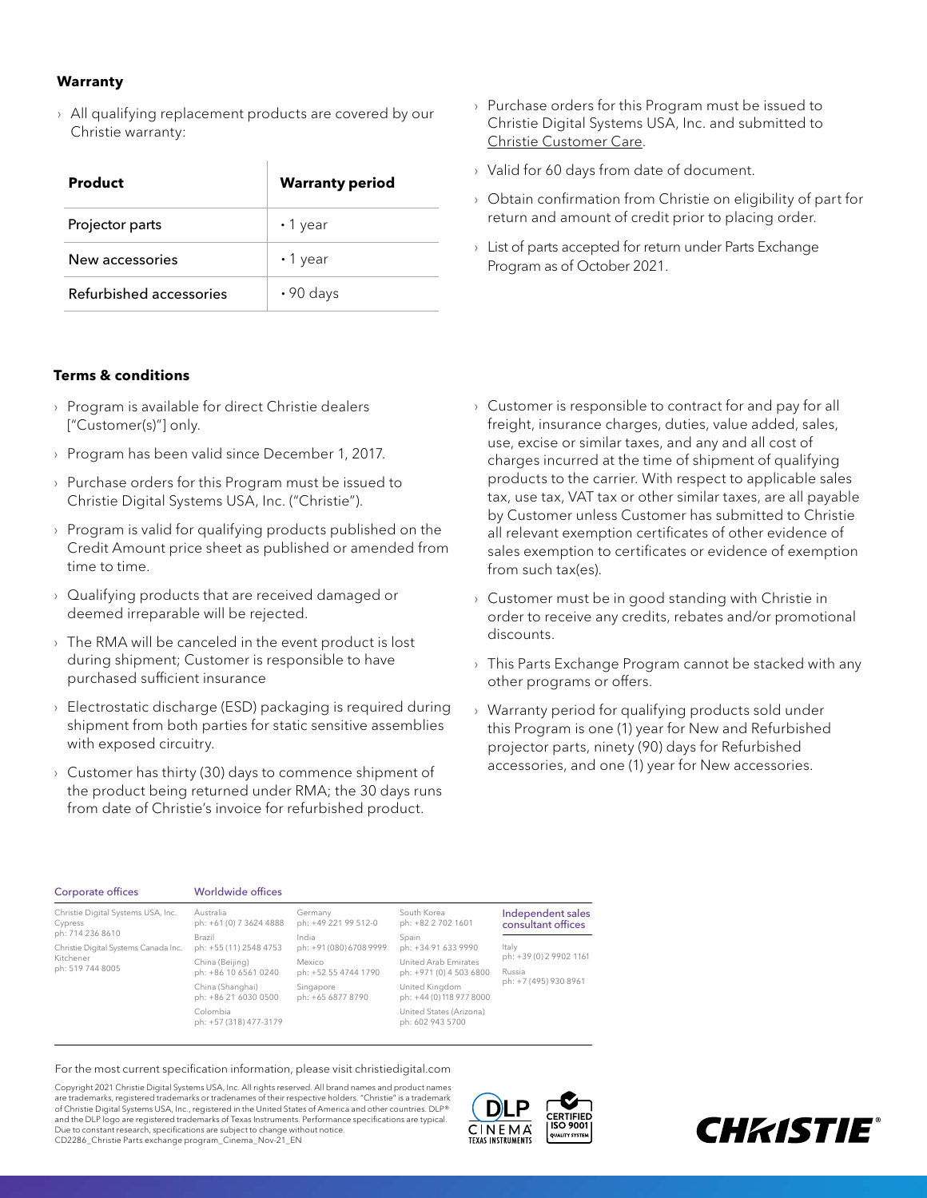## Warranty

- All qualifying replacement products are covered by our Christie warranty:

| Product | Warranty period |
| --- | --- |
| Projector parts | • 1 year |
| New accessories | • 1 year |
| Refurbished accessories | • 90 days |

- Purchase orders for this Program must be issued to Christie Digital Systems USA, Inc. and submitted to Christie Customer Care.
- Valid for 60 days from date of document.
- Obtain confirmation from Christie on eligibility of part for return and amount of credit prior to placing order.
- List of parts accepted for return under Parts Exchange Program as of October 2021.

## Terms & conditions

- Program is available for direct Christie dealers ["Customer(s)"] only.
- Program has been valid since December 1, 2017.
- Purchase orders for this Program must be issued to Christie Digital Systems USA, Inc. ("Christie").
- Program is valid for qualifying products published on the Credit Amount price sheet as published or amended from time to time.
- Qualifying products that are received damaged or deemed irreparable will be rejected.
- The RMA will be canceled in the event product is lost during shipment; Customer is responsible to have purchased sufficient insurance
- Electrostatic discharge (ESD) packaging is required during shipment from both parties for static sensitive assemblies with exposed circuitry.
- Customer has thirty (30) days to commence shipment of the product being returned under RMA; the 30 days runs from date of Christie's invoice for refurbished product.
- Customer is responsible to contract for and pay for all freight, insurance charges, duties, value added, sales, use, excise or similar taxes, and any and all cost of charges incurred at the time of shipment of qualifying products to the carrier. With respect to applicable sales tax, use tax, VAT tax or other similar taxes, are all payable by Customer unless Customer has submitted to Christie all relevant exemption certificates of other evidence of sales exemption to certificates or evidence of exemption from such tax(es).
- Customer must be in good standing with Christie in order to receive any credits, rebates and/or promotional discounts.
- This Parts Exchange Program cannot be stacked with any other programs or offers.
- Warranty period for qualifying products sold under this Program is one (1) year for New and Refurbished projector parts, ninety (90) days for Refurbished accessories, and one (1) year for New accessories.

**Corporate offices**

Christie Digital Systems USA, Inc.
Cypress
ph: 714 236 8610

Christie Digital Systems Canada Inc.
Kitchener
ph: 519 744 8005

**Worldwide offices**

Australia
ph: +61 (0) 7 3624 4888

Brazil
ph: +55 (11) 2548 4753

China (Beijing)
ph: +86 10 6561 0240

China (Shanghai)
ph: +86 21 6030 0500

Colombia
ph: +57 (318) 477-3179

Germany
ph: +49 221 99 512-0

India
ph: +91 (080) 6708 9999

Mexico
ph: +52 55 4744 1790

Singapore
ph: +65 6877 8790

South Korea
ph: +82 2 702 1601

Spain
ph: +34 91 633 9990

United Arab Emirates
ph: +971 (0) 4 503 6800

United Kingdom
ph: +44 (0) 118 977 8000

United States (Arizona)
ph: 602 943 5700

**Independent sales consultant offices**

Italy
ph: +39 (0) 2 9902 1161

Russia
ph: +7 (495) 930 8961

For the most current specification information, please visit christiedigital.com

Copyright 2021 Christie Digital Systems USA, Inc. All rights reserved. All brand names and product names are trademarks, registered trademarks or tradenames of their respective holders. "Christie" is a trademark of Christie Digital Systems USA, Inc., registered in the United States of America and other countries. DLP® and the DLP logo are registered trademarks of Texas Instruments. Performance specifications are typical. Due to constant research, specifications are subject to change without notice.
CD2286_Christie Parts exchange program_Cinema_Nov-21_EN